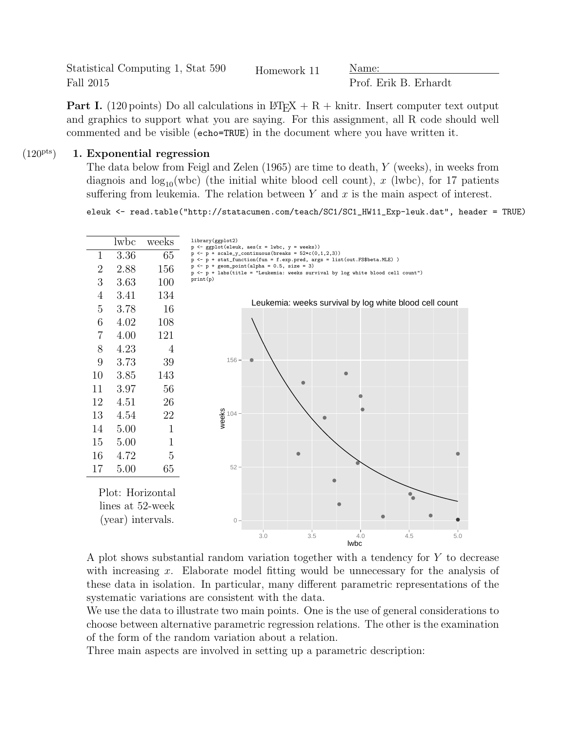Statistical Computing 1, Stat 590 — Homework 11 — Name: ____________________

Fall 2015 — Prof. Erik B. Erhardt

**Part I.** (120 points) Do all calculations in LaTeX + R + knitr. Insert computer text output and graphics to support what you are saying. For this assignment, all R code should well commented and be visible (`echo=TRUE`) in the document where you have written it.

(120pts) **1. Exponential regression**

The data below from Feigl and Zelen (1965) are time to death, $Y$ (weeks), in weeks from diagnois and $\log_{10}$(wbc) (the initial white blood cell count), $x$ (lwbc), for 17 patients suffering from leukemia. The relation between $Y$ and $x$ is the main aspect of interest.

```
eleuk <- read.table("http://statacumen.com/teach/SC1/SC1_HW11_Exp-leuk.dat", header = TRUE)
```

| | lwbc | weeks |
|---|---|---|
| 1 | 3.36 | 65 |
| 2 | 2.88 | 156 |
| 3 | 3.63 | 100 |
| 4 | 3.41 | 134 |
| 5 | 3.78 | 16 |
| 6 | 4.02 | 108 |
| 7 | 4.00 | 121 |
| 8 | 4.23 | 4 |
| 9 | 3.73 | 39 |
| 10 | 3.85 | 143 |
| 11 | 3.97 | 56 |
| 12 | 4.51 | 26 |
| 13 | 4.54 | 22 |
| 14 | 5.00 | 1 |
| 15 | 5.00 | 1 |
| 16 | 4.72 | 5 |
| 17 | 5.00 | 65 |

Plot: Horizontal lines at 52-week (year) intervals.

```
library(ggplot2)
p <- ggplot(eleuk, aes(x = lwbc, y = weeks))
p <- p + scale_y_continuous(breaks = 52*c(0,1,2,3))
p <- p + stat_function(fun = f.exp.pred, args = list(out.FS$beta.MLE) )
p <- p + geom_point(alpha = 0.5, size = 3)
p <- p + labs(title = "Leukemia: weeks survival by log white blood cell count")
print(p)
```

A plot shows substantial random variation together with a tendency for $Y$ to decrease with increasing $x$. Elaborate model fitting would be unnecessary for the analysis of these data in isolation. In particular, many different parametric representations of the systematic variations are consistent with the data.

We use the data to illustrate two main points. One is the use of general considerations to choose between alternative parametric regression relations. The other is the examination of the form of the random variation about a relation.

Three main aspects are involved in setting up a parametric description: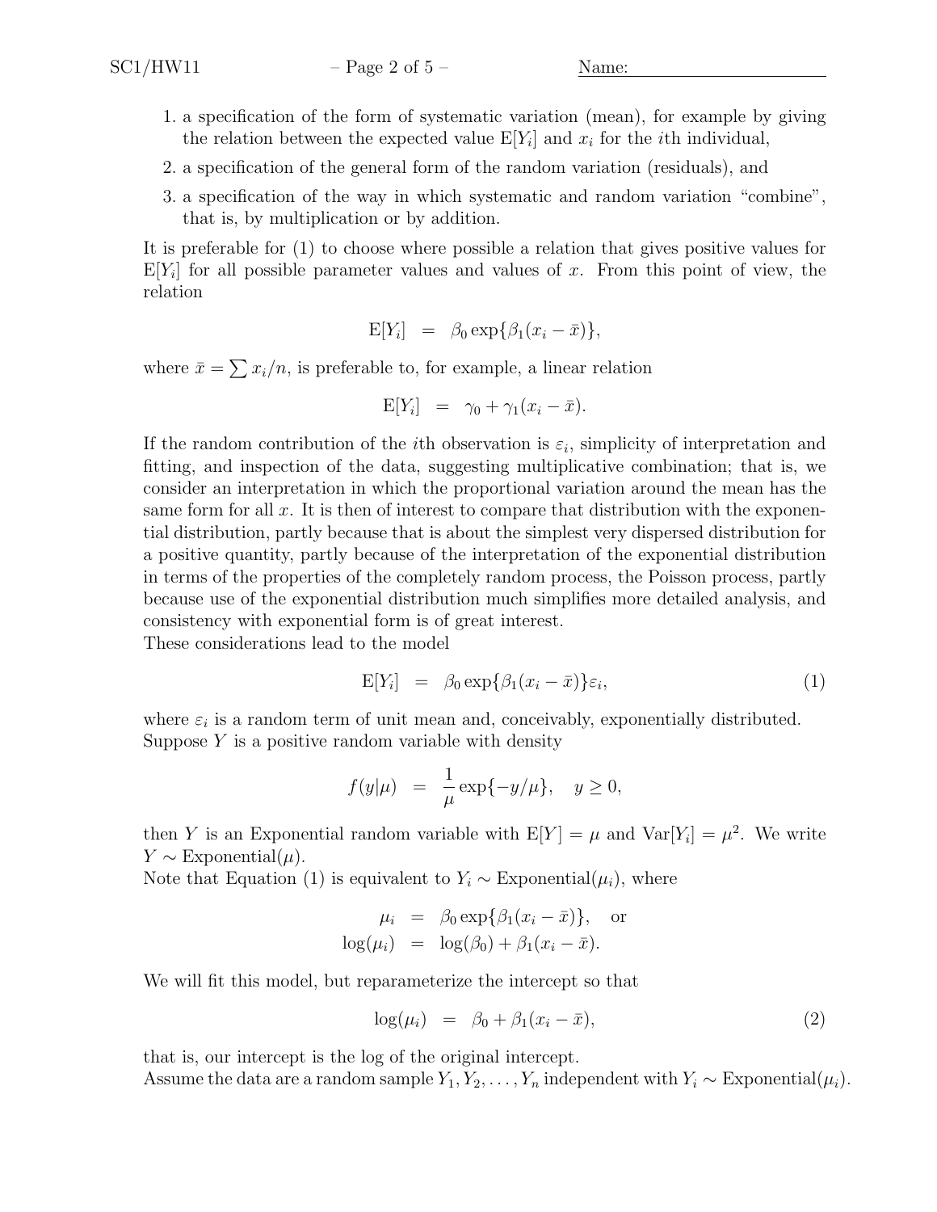1. a specification of the form of systematic variation (mean), for example by giving the relation between the expected value $\mathrm{E}[Y_i]$ and $x_i$ for the $i$th individual,
2. a specification of the general form of the random variation (residuals), and
3. a specification of the way in which systematic and random variation "combine", that is, by multiplication or by addition.

It is preferable for (1) to choose where possible a relation that gives positive values for $\mathrm{E}[Y_i]$ for all possible parameter values and values of $x$. From this point of view, the relation

$$\mathrm{E}[Y_i] \;=\; \beta_0 \exp\{\beta_1(x_i - \bar{x})\},$$

where $\bar{x} = \sum x_i/n$, is preferable to, for example, a linear relation

$$\mathrm{E}[Y_i] \;=\; \gamma_0 + \gamma_1(x_i - \bar{x}).$$

If the random contribution of the $i$th observation is $\varepsilon_i$, simplicity of interpretation and fitting, and inspection of the data, suggesting multiplicative combination; that is, we consider an interpretation in which the proportional variation around the mean has the same form for all $x$. It is then of interest to compare that distribution with the exponential distribution, partly because that is about the simplest very dispersed distribution for a positive quantity, partly because of the interpretation of the exponential distribution in terms of the properties of the completely random process, the Poisson process, partly because use of the exponential distribution much simplifies more detailed analysis, and consistency with exponential form is of great interest.
These considerations lead to the model

$$\mathrm{E}[Y_i] \;=\; \beta_0 \exp\{\beta_1(x_i - \bar{x})\}\varepsilon_i, \tag{1}$$

where $\varepsilon_i$ is a random term of unit mean and, conceivably, exponentially distributed.
Suppose $Y$ is a positive random variable with density

$$f(y|\mu) \;=\; \frac{1}{\mu}\exp\{-y/\mu\}, \quad y \geq 0,$$

then $Y$ is an Exponential random variable with $\mathrm{E}[Y] = \mu$ and $\mathrm{Var}[Y_i] = \mu^2$. We write $Y \sim \text{Exponential}(\mu)$.
Note that Equation (1) is equivalent to $Y_i \sim \text{Exponential}(\mu_i)$, where

$$\begin{aligned} \mu_i &= \beta_0 \exp\{\beta_1(x_i - \bar{x})\}, \quad \text{or} \\ \log(\mu_i) &= \log(\beta_0) + \beta_1(x_i - \bar{x}). \end{aligned}$$

We will fit this model, but reparameterize the intercept so that

$$\log(\mu_i) \;=\; \beta_0 + \beta_1(x_i - \bar{x}), \tag{2}$$

that is, our intercept is the log of the original intercept.
Assume the data are a random sample $Y_1, Y_2, \ldots, Y_n$ independent with $Y_i \sim \text{Exponential}(\mu_i)$.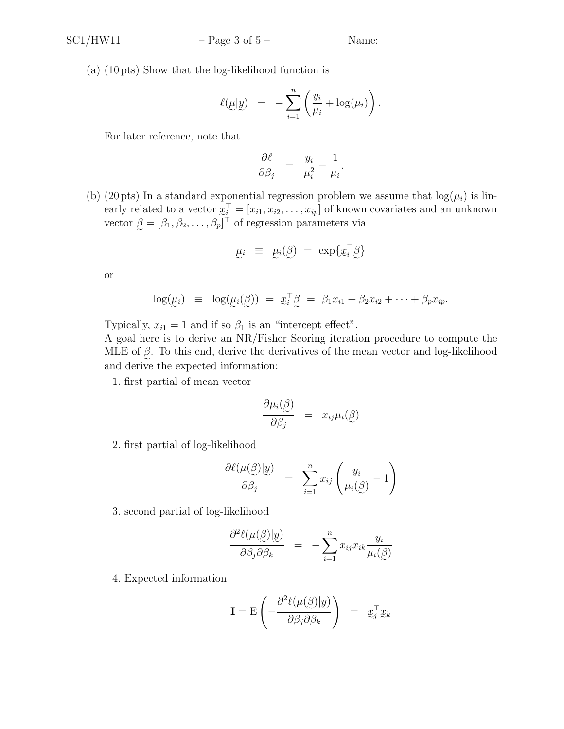(a) (10 pts) Show that the log-likelihood function is

$$\ell(\underset{\sim}{\mu}|\underset{\sim}{y}) \;\; = \;\; -\sum_{i=1}^{n} \left( \frac{y_i}{\mu_i} + \log(\mu_i) \right).$$

For later reference, note that

$$\frac{\partial \ell}{\partial \beta_j} \;\; = \;\; \frac{y_i}{\mu_i^2} - \frac{1}{\mu_i}.$$

(b) (20 pts) In a standard exponential regression problem we assume that $\log(\mu_i)$ is linearly related to a vector $\underset{\sim}{x}_i^\top = [x_{i1}, x_{i2}, \ldots, x_{ip}]$ of known covariates and an unknown vector $\underset{\sim}{\beta} = [\beta_1, \beta_2, \ldots, \beta_p]^\top$ of regression parameters via

$$\underset{\sim}{\mu}_i \;\; \equiv \;\; \underset{\sim}{\mu}_i(\underset{\sim}{\beta}) \;\; = \;\; \exp\{\underset{\sim}{x}_i^\top \underset{\sim}{\beta}\}$$

or

$$\log(\underset{\sim}{\mu}_i) \;\; \equiv \;\; \log(\underset{\sim}{\mu}_i(\underset{\sim}{\beta})) \;\; = \;\; \underset{\sim}{x}_i^\top \underset{\sim}{\beta} \;\; = \;\; \beta_1 x_{i1} + \beta_2 x_{i2} + \cdots + \beta_p x_{ip}.$$

Typically, $x_{i1} = 1$ and if so $\beta_1$ is an "intercept effect".
A goal here is to derive an NR/Fisher Scoring iteration procedure to compute the MLE of $\underset{\sim}{\beta}$. To this end, derive the derivatives of the mean vector and log-likelihood and derive the expected information:

1. first partial of mean vector

$$\frac{\partial \mu_i(\underset{\sim}{\beta})}{\partial \beta_j} \;\; = \;\; x_{ij} \mu_i(\underset{\sim}{\beta})$$

2. first partial of log-likelihood

$$\frac{\partial \ell(\mu(\underset{\sim}{\beta})|\underset{\sim}{y})}{\partial \beta_j} \;\; = \;\; \sum_{i=1}^{n} x_{ij} \left( \frac{y_i}{\mu_i(\underset{\sim}{\beta})} - 1 \right)$$

3. second partial of log-likelihood

$$\frac{\partial^2 \ell(\mu(\underset{\sim}{\beta})|\underset{\sim}{y})}{\partial \beta_j \partial \beta_k} \;\; = \;\; -\sum_{i=1}^{n} x_{ij} x_{ik} \frac{y_i}{\mu_i(\underset{\sim}{\beta})}$$

4. Expected information

$$\mathbf{I} = \mathrm{E}\left( -\frac{\partial^2 \ell(\mu(\underset{\sim}{\beta})|\underset{\sim}{y})}{\partial \beta_j \partial \beta_k} \right) \;\; = \;\; \underset{\sim}{x}_j^\top \underset{\sim}{x}_k$$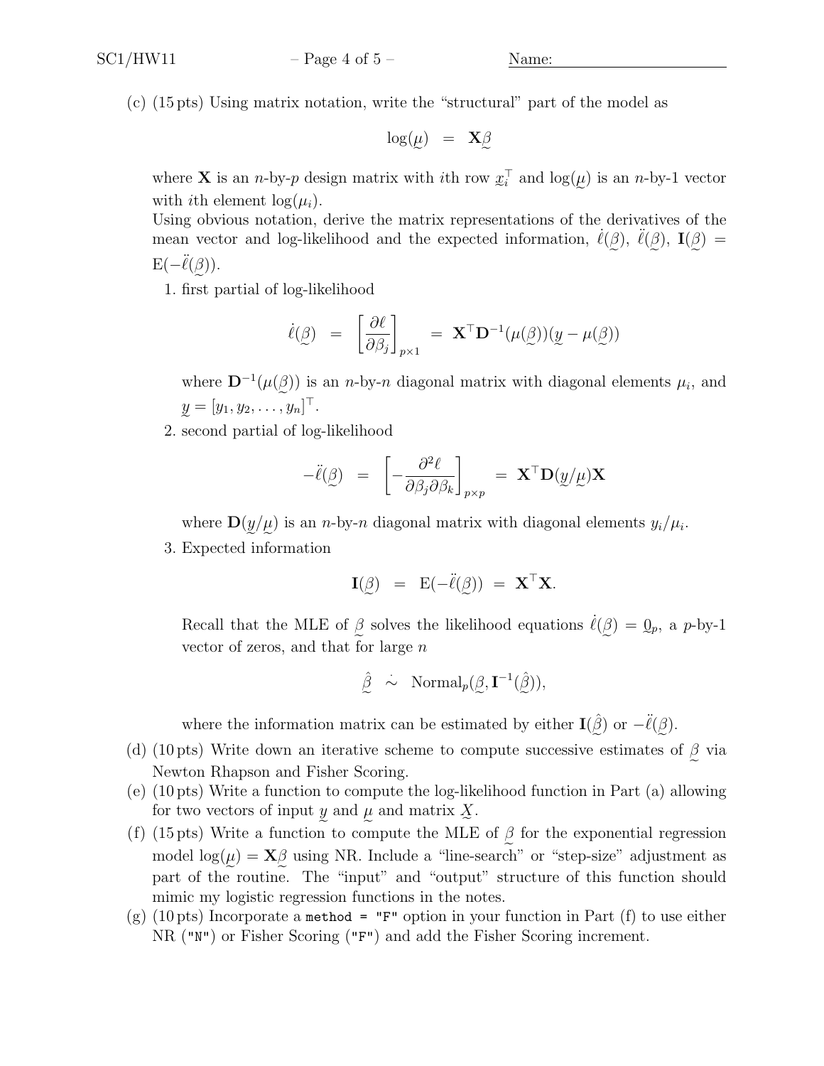(c) (15 pts) Using matrix notation, write the "structural" part of the model as

$$\log(\underset{\sim}{\mu}) \;=\; \mathbf{X}\underset{\sim}{\beta}$$

where $\mathbf{X}$ is an $n$-by-$p$ design matrix with $i$th row $\underset{\sim}{x}_i^\top$ and $\log(\underset{\sim}{\mu})$ is an $n$-by-1 vector with $i$th element $\log(\mu_i)$.
Using obvious notation, derive the matrix representations of the derivatives of the mean vector and log-likelihood and the expected information, $\dot{\ell}(\underset{\sim}{\beta})$, $\ddot{\ell}(\underset{\sim}{\beta})$, $\mathbf{I}(\underset{\sim}{\beta}) = \mathrm{E}(-\ddot{\ell}(\underset{\sim}{\beta}))$.

1. first partial of log-likelihood

$$\dot{\ell}(\underset{\sim}{\beta}) \;=\; \left[\frac{\partial \ell}{\partial \beta_j}\right]_{p\times 1} \;=\; \mathbf{X}^\top \mathbf{D}^{-1}(\mu(\underset{\sim}{\beta}))(\underset{\sim}{y} - \mu(\underset{\sim}{\beta}))$$

where $\mathbf{D}^{-1}(\mu(\underset{\sim}{\beta}))$ is an $n$-by-$n$ diagonal matrix with diagonal elements $\mu_i$, and $\underset{\sim}{y} = [y_1, y_2, \ldots, y_n]^\top$.

2. second partial of log-likelihood

$$-\ddot{\ell}(\underset{\sim}{\beta}) \;=\; \left[-\frac{\partial^2 \ell}{\partial \beta_j \partial \beta_k}\right]_{p\times p} \;=\; \mathbf{X}^\top \mathbf{D}(\underset{\sim}{y}/\underset{\sim}{\mu})\mathbf{X}$$

where $\mathbf{D}(\underset{\sim}{y}/\underset{\sim}{\mu})$ is an $n$-by-$n$ diagonal matrix with diagonal elements $y_i/\mu_i$.

3. Expected information

$$\mathbf{I}(\underset{\sim}{\beta}) \;=\; \mathrm{E}(-\ddot{\ell}(\underset{\sim}{\beta})) \;=\; \mathbf{X}^\top\mathbf{X}.$$

Recall that the MLE of $\underset{\sim}{\beta}$ solves the likelihood equations $\dot{\ell}(\underset{\sim}{\beta}) = \underset{\sim}{0}_p$, a $p$-by-1 vector of zeros, and that for large $n$

$$\hat{\underset{\sim}{\beta}} \;\dot{\sim}\; \mathrm{Normal}_p(\underset{\sim}{\beta}, \mathbf{I}^{-1}(\hat{\underset{\sim}{\beta}})),$$

where the information matrix can be estimated by either $\mathbf{I}(\hat{\underset{\sim}{\beta}})$ or $-\ddot{\ell}(\underset{\sim}{\beta})$.

(d) (10 pts) Write down an iterative scheme to compute successive estimates of $\underset{\sim}{\beta}$ via Newton Rhapson and Fisher Scoring.

(e) (10 pts) Write a function to compute the log-likelihood function in Part (a) allowing for two vectors of input $\underset{\sim}{y}$ and $\underset{\sim}{\mu}$ and matrix $\underset{\sim}{X}$.

(f) (15 pts) Write a function to compute the MLE of $\underset{\sim}{\beta}$ for the exponential regression model $\log(\underset{\sim}{\mu}) = \mathbf{X}\underset{\sim}{\beta}$ using NR. Include a "line-search" or "step-size" adjustment as part of the routine. The "input" and "output" structure of this function should mimic my logistic regression functions in the notes.

(g) (10 pts) Incorporate a `method = "F"` option in your function in Part (f) to use either NR (`"N"`) or Fisher Scoring (`"F"`) and add the Fisher Scoring increment.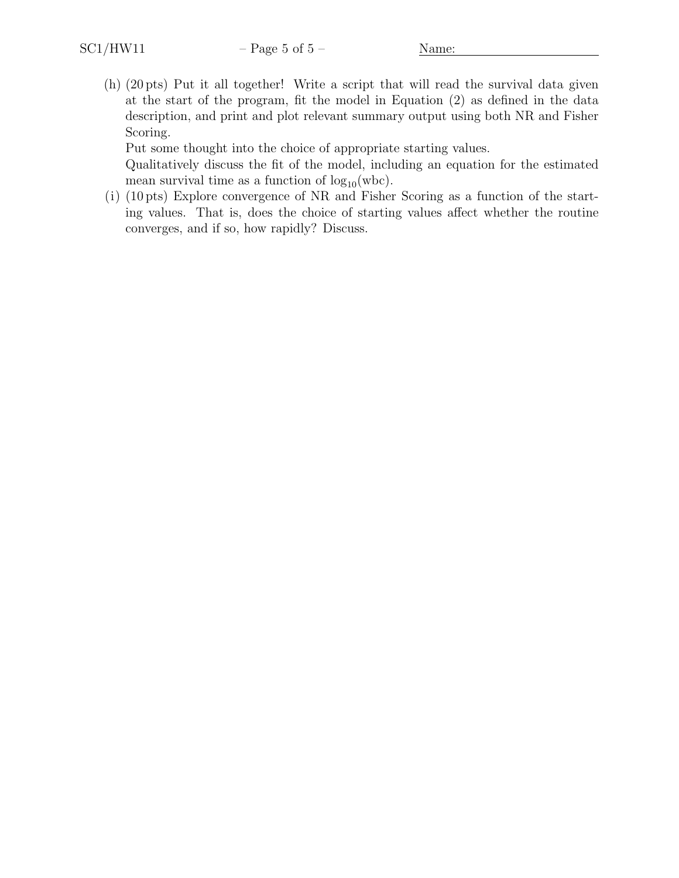(h) (20 pts) Put it all together! Write a script that will read the survival data given at the start of the program, fit the model in Equation (2) as defined in the data description, and print and plot relevant summary output using both NR and Fisher Scoring.

Put some thought into the choice of appropriate starting values.

Qualitatively discuss the fit of the model, including an equation for the estimated mean survival time as a function of $\log_{10}(\text{wbc})$.

(i) (10 pts) Explore convergence of NR and Fisher Scoring as a function of the starting values. That is, does the choice of starting values affect whether the routine converges, and if so, how rapidly? Discuss.